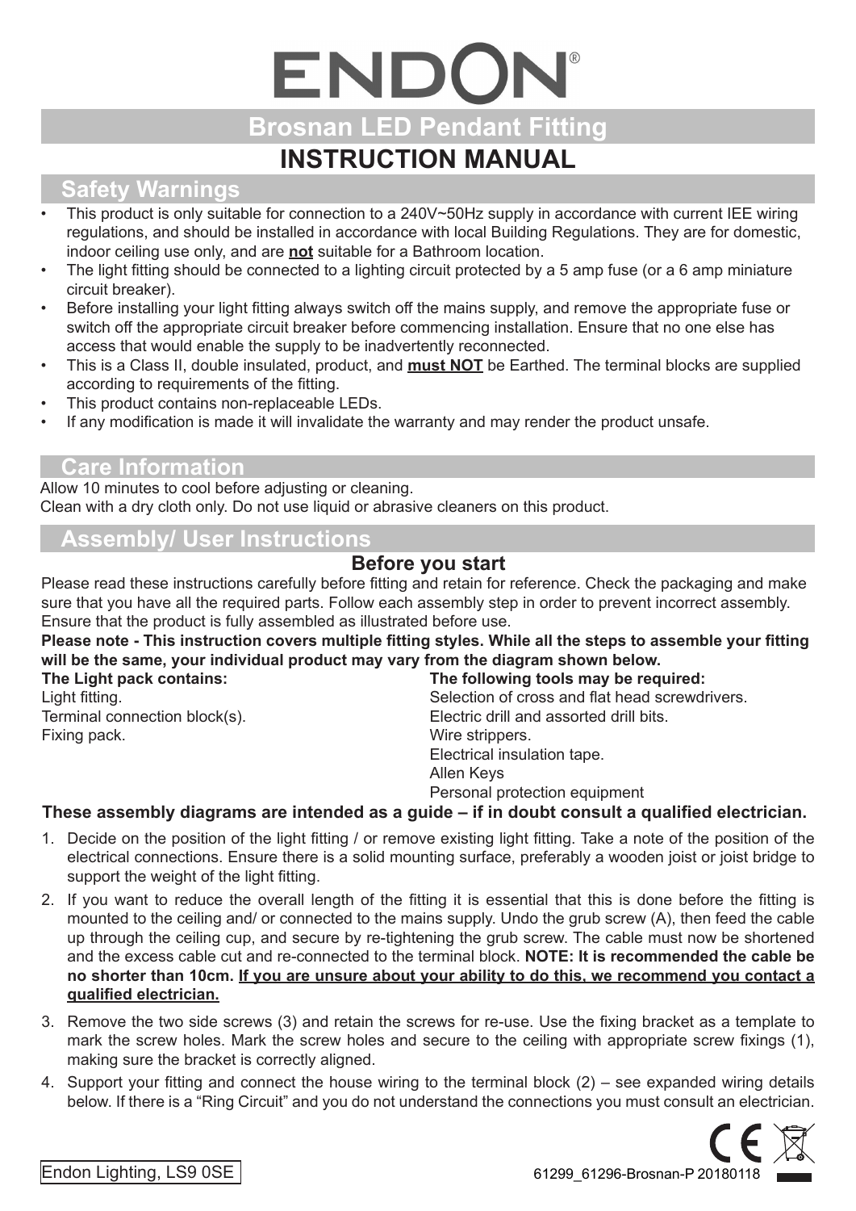# ENDON®

## Brosnan LED Pendant Fitting

# INSTRUCTION MANUAL

## Safety Warnings

- This product is only suitable for connection to a 240V~50Hz supply in accordance with current IEE wiring regulations, and should be installed in accordance with local Building Regulations. They are for domestic, indoor ceiling use only, and are **not** suitable for a Bathroom location.
- The light fitting should be connected to a lighting circuit protected by a 5 amp fuse (or a 6 amp miniature circuit breaker).
- Before installing your light fitting always switch off the mains supply, and remove the appropriate fuse or switch off the appropriate circuit breaker before commencing installation. Ensure that no one else has access that would enable the supply to be inadvertently reconnected.
- This is a Class II, double insulated, product, and **must NOT** be Earthed. The terminal blocks are supplied according to requirements of the fitting.
- This product contains non-replaceable LEDs.
- If any modification is made it will invalidate the warranty and may render the product unsafe.

## Care Information

Allow 10 minutes to cool before adjusting or cleaning.
Clean with a dry cloth only. Do not use liquid or abrasive cleaners on this product.

## Assembly/ User Instructions

### Before you start

Please read these instructions carefully before fitting and retain for reference. Check the packaging and make sure that you have all the required parts. Follow each assembly step in order to prevent incorrect assembly. Ensure that the product is fully assembled as illustrated before use.

**Please note - This instruction covers multiple fitting styles. While all the steps to assemble your fitting will be the same, your individual product may vary from the diagram shown below.**

**The Light pack contains:**
Light fitting.
Terminal connection block(s).
Fixing pack.

**The following tools may be required:**
Selection of cross and flat head screwdrivers.
Electric drill and assorted drill bits.
Wire strippers.
Electrical insulation tape.
Allen Keys
Personal protection equipment

**These assembly diagrams are intended as a guide – if in doubt consult a qualified electrician.**

1. Decide on the position of the light fitting / or remove existing light fitting. Take a note of the position of the electrical connections. Ensure there is a solid mounting surface, preferably a wooden joist or joist bridge to support the weight of the light fitting.
2. If you want to reduce the overall length of the fitting it is essential that this is done before the fitting is mounted to the ceiling and/ or connected to the mains supply. Undo the grub screw (A), then feed the cable up through the ceiling cup, and secure by re-tightening the grub screw. The cable must now be shortened and the excess cable cut and re-connected to the terminal block. **NOTE: It is recommended the cable be no shorter than 10cm. <u>If you are unsure about your ability to do this, we recommend you contact a qualified electrician.</u>**
3. Remove the two side screws (3) and retain the screws for re-use. Use the fixing bracket as a template to mark the screw holes. Mark the screw holes and secure to the ceiling with appropriate screw fixings (1), making sure the bracket is correctly aligned.
4. Support your fitting and connect the house wiring to the terminal block (2) – see expanded wiring details below. If there is a "Ring Circuit" and you do not understand the connections you must consult an electrician.

Endon Lighting, LS9 0SE

61299_61296-Brosnan-P 20180118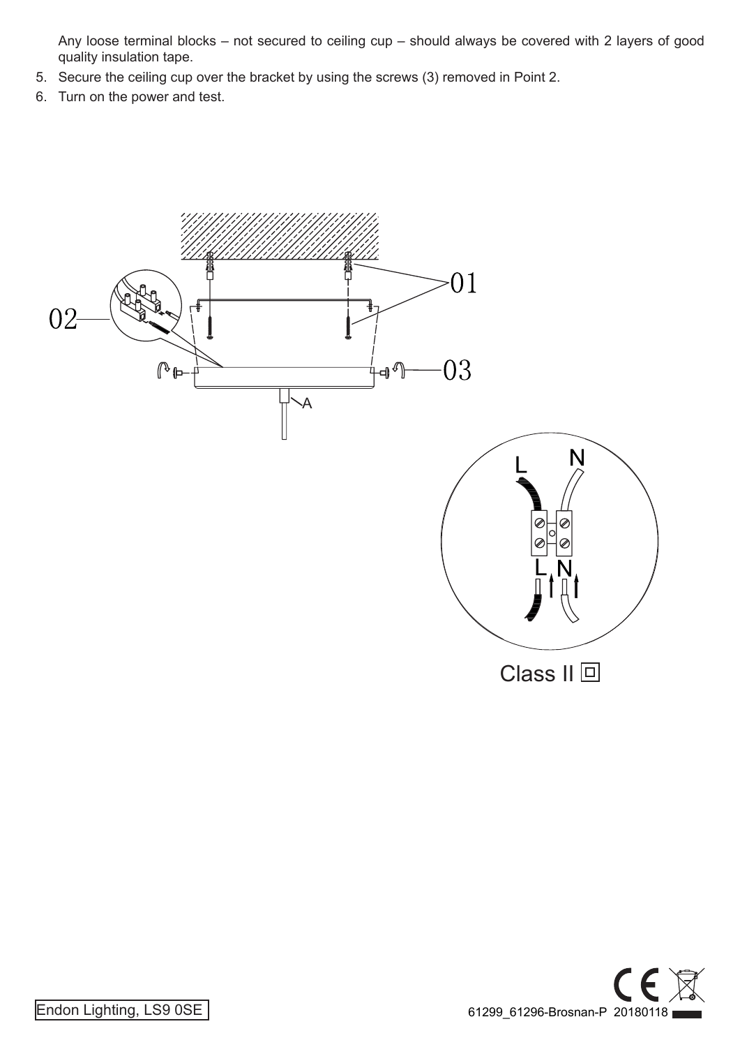Any loose terminal blocks – not secured to ceiling cup – should always be covered with 2 layers of good quality insulation tape.

5. Secure the ceiling cup over the bracket by using the screws (3) removed in Point 2.
6. Turn on the power and test.

01

02

03

A

L

N

L

N

Class II

Endon Lighting, LS9 0SE

61299_61296-Brosnan-P 20180118